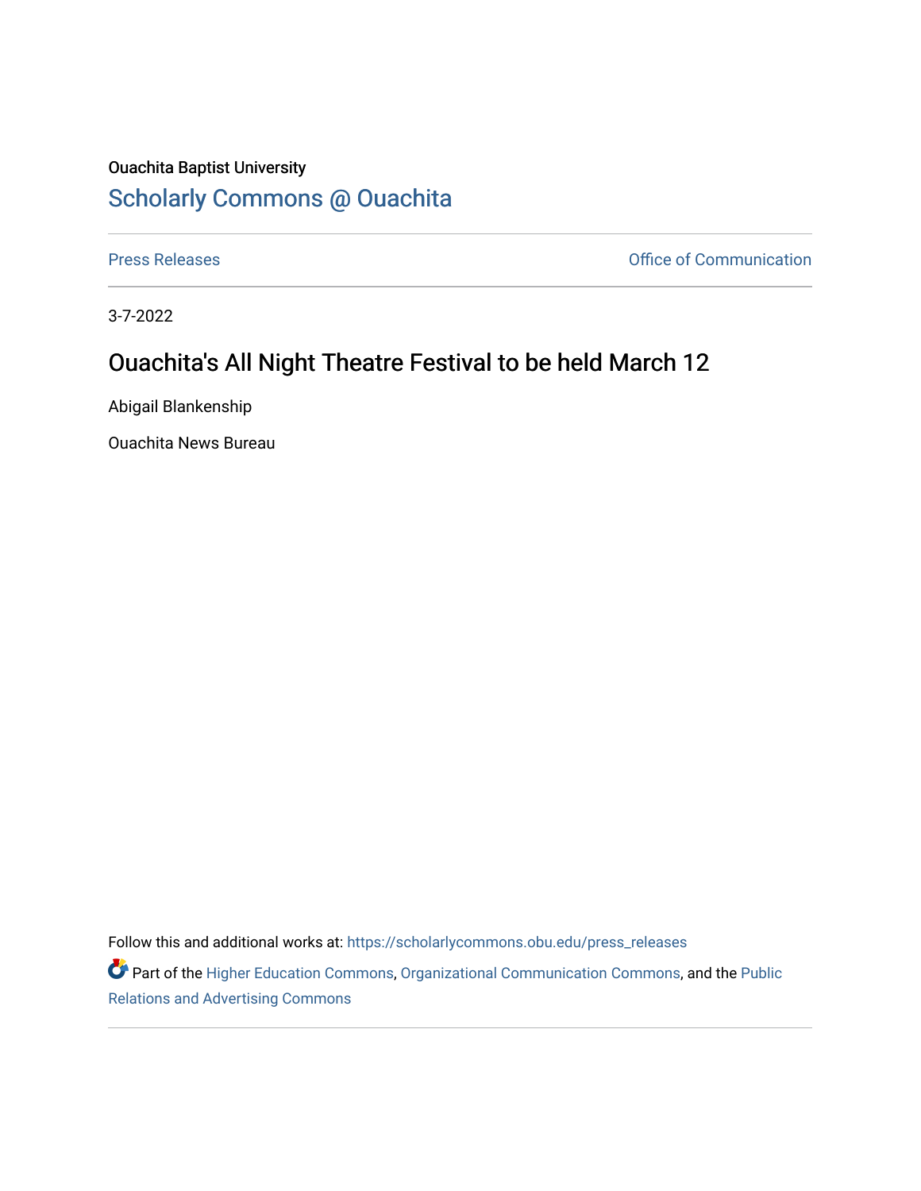Ouachita Baptist University

# Scholarly Commons @ Ouachita

Press Releases

Office of Communication

3-7-2022

## Ouachita's All Night Theatre Festival to be held March 12

Abigail Blankenship

Ouachita News Bureau

Follow this and additional works at: https://scholarlycommons.obu.edu/press_releases

Part of the Higher Education Commons, Organizational Communication Commons, and the Public Relations and Advertising Commons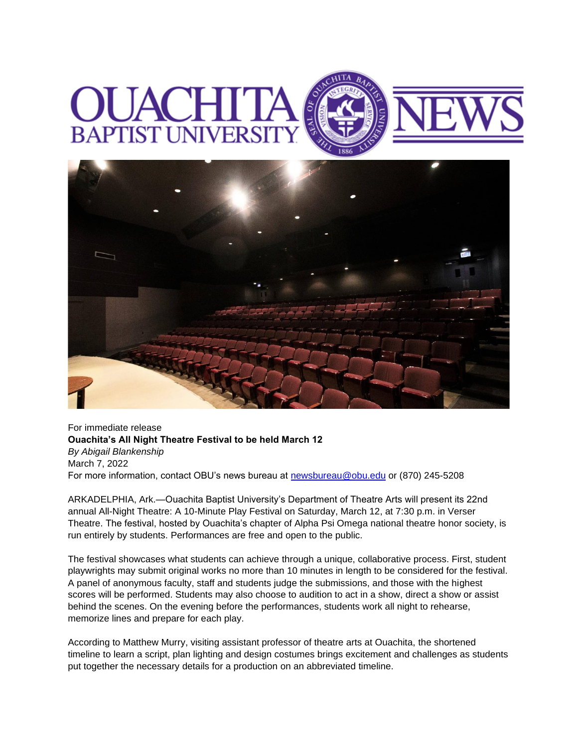For immediate release

**Ouachita's All Night Theatre Festival to be held March 12**

*By Abigail Blankenship*

March 7, 2022

For more information, contact OBU's news bureau at [newsbureau@obu.edu](mailto:newsbureau@obu.edu) or (870) 245-5208

ARKADELPHIA, Ark.—Ouachita Baptist University's Department of Theatre Arts will present its 22nd annual All-Night Theatre: A 10-Minute Play Festival on Saturday, March 12, at 7:30 p.m. in Verser Theatre. The festival, hosted by Ouachita's chapter of Alpha Psi Omega national theatre honor society, is run entirely by students. Performances are free and open to the public.

The festival showcases what students can achieve through a unique, collaborative process. First, student playwrights may submit original works no more than 10 minutes in length to be considered for the festival. A panel of anonymous faculty, staff and students judge the submissions, and those with the highest scores will be performed. Students may also choose to audition to act in a show, direct a show or assist behind the scenes. On the evening before the performances, students work all night to rehearse, memorize lines and prepare for each play.

According to Matthew Murry, visiting assistant professor of theatre arts at Ouachita, the shortened timeline to learn a script, plan lighting and design costumes brings excitement and challenges as students put together the necessary details for a production on an abbreviated timeline.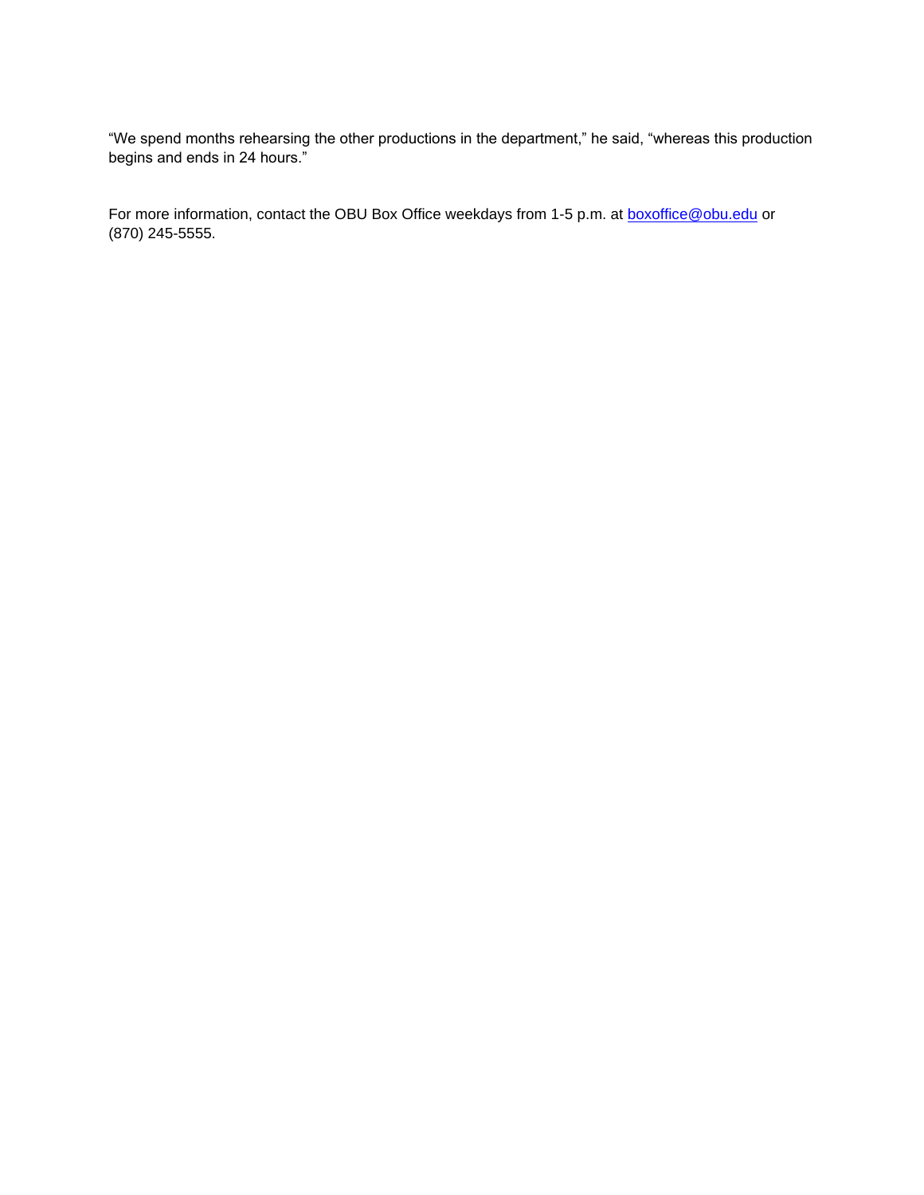"We spend months rehearsing the other productions in the department," he said, "whereas this production begins and ends in 24 hours."

For more information, contact the OBU Box Office weekdays from 1-5 p.m. at [boxoffice@obu.edu](mailto:boxoffice@obu.edu) or (870) 245-5555.